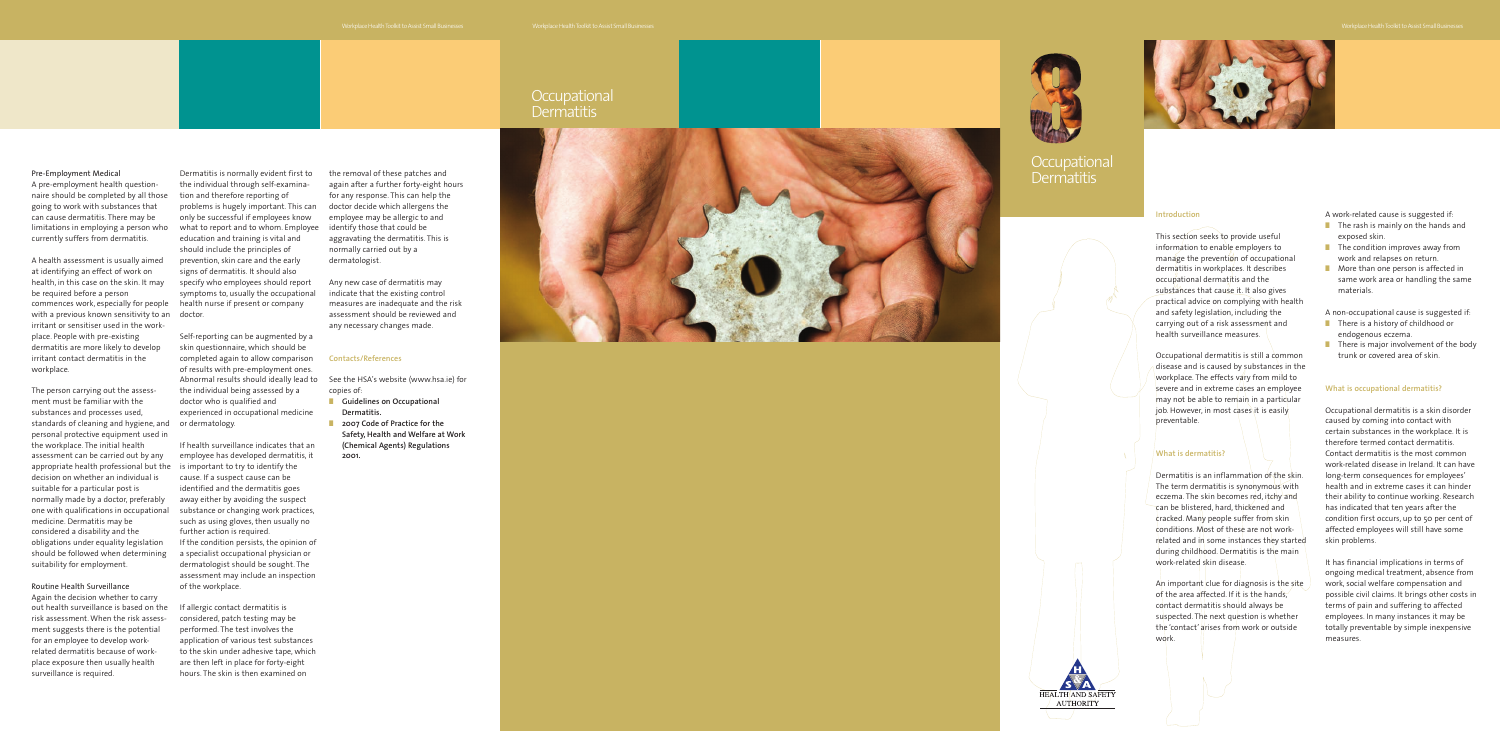# Occupational Dermatitis

## Introduction

This section seeks to provide useful information to enable employers to manage the prevention of occupational dermatitis in workplaces. It describes occupational dermatitis and the substances that cause it. It also gives practical advice on complying with health and safety legislation, including the carrying out of a risk assessment and health surveillance measures.

Occupational dermatitis is still a common disease and is caused by substances in the workplace. The effects vary from mild to severe and in extreme cases an employee may not be able to remain in a particular job. However, in most cases it is easily preventable.

## What is dermatitis?

Dermatitis is an inflammation of the skin. The term dermatitis is synonymous with eczema. The skin becomes red, itchy and can be blistered, hard, thickened and cracked. Many people suffer from skin conditions. Most of these are not work-related and in some instances they started during childhood. Dermatitis is the main work-related skin disease.

An important clue for diagnosis is the site of the area affected. If it is the hands, contact dermatitis should always be suspected. The next question is whether the 'contact' arises from work or outside work.

A work-related cause is suggested if:

- The rash is mainly on the hands and exposed skin.
- The condition improves away from work and relapses on return.
- More than one person is affected in same work area or handling the same materials.

A non-occupational cause is suggested if:

- There is a history of childhood or endogenous eczema.
- There is major involvement of the body trunk or covered area of skin.

## What is occupational dermatitis?

Occupational dermatitis is a skin disorder caused by coming into contact with certain substances in the workplace. It is therefore termed contact dermatitis. Contact dermatitis is the most common work-related disease in Ireland. It can have long-term consequences for employees' health and in extreme cases it can hinder their ability to continue working. Research has indicated that ten years after the condition first occurs, up to 50 per cent of affected employees will still have some skin problems.

It has financial implications in terms of ongoing medical treatment, absence from work, social welfare compensation and possible civil claims. It brings other costs in terms of pain and suffering to affected employees. In many instances it may be totally preventable by simple inexpensive measures.

**Pre-Employment Medical**

A pre-employment health questionnaire should be completed by all those going to work with substances that can cause dermatitis. There may be limitations in employing a person who currently suffers from dermatitis.

A health assessment is usually aimed at identifying an effect of work on health, in this case on the skin. It may be required before a person commences work, especially for people with a previous known sensitivity to an irritant or sensitiser used in the workplace. People with pre-existing dermatitis are more likely to develop irritant contact dermatitis in the workplace.

The person carrying out the assessment must be familiar with the substances and processes used, standards of cleaning and hygiene, and personal protective equipment used in the workplace. The initial health assessment can be carried out by any appropriate health professional but the decision on whether an individual is suitable for a particular post is normally made by a doctor, preferably one with qualifications in occupational medicine. Dermatitis may be considered a disability and the obligations under equality legislation should be followed when determining suitability for employment.

**Routine Health Surveillance**

Again the decision whether to carry out health surveillance is based on the risk assessment. When the risk assessment suggests there is the potential for an employee to develop work-related dermatitis because of workplace exposure then usually health surveillance is required.

Dermatitis is normally evident first to the individual through self-examination and therefore reporting of problems is hugely important. This can only be successful if employees know what to report and to whom. Employee education and training is vital and should include the principles of prevention, skin care and the early signs of dermatitis. It should also specify who employees should report symptoms to, usually the occupational health nurse if present or company doctor.

Self-reporting can be augmented by a skin questionnaire, which should be completed again to allow comparison of results with pre-employment ones. Abnormal results should ideally lead to the individual being assessed by a doctor who is qualified and experienced in occupational medicine or dermatology.

If health surveillance indicates that an employee has developed dermatitis, it is important to try to identify the cause. If a suspect cause can be identified and the dermatitis goes away either by avoiding the suspect substance or changing work practices, such as using gloves, then usually no further action is required.
If the condition persists, the opinion of a specialist occupational physician or dermatologist should be sought. The assessment may include an inspection of the workplace.

If allergic contact dermatitis is considered, patch testing may be performed. The test involves the application of various test substances to the skin under adhesive tape, which are then left in place for forty-eight hours. The skin is then examined on the removal of these patches and again after a further forty-eight hours for any response. This can help the doctor decide which allergens the employee may be allergic to and identify those that could be aggravating the dermatitis. This is normally carried out by a dermatologist.

Any new case of dermatitis may indicate that the existing control measures are inadequate and the risk assessment should be reviewed and any necessary changes made.

## Contacts/References

See the HSA's website (www.hsa.ie) for copies of:

- **Guidelines on Occupational Dermatitis.**
- **2007 Code of Practice for the Safety, Health and Welfare at Work (Chemical Agents) Regulations 2001.**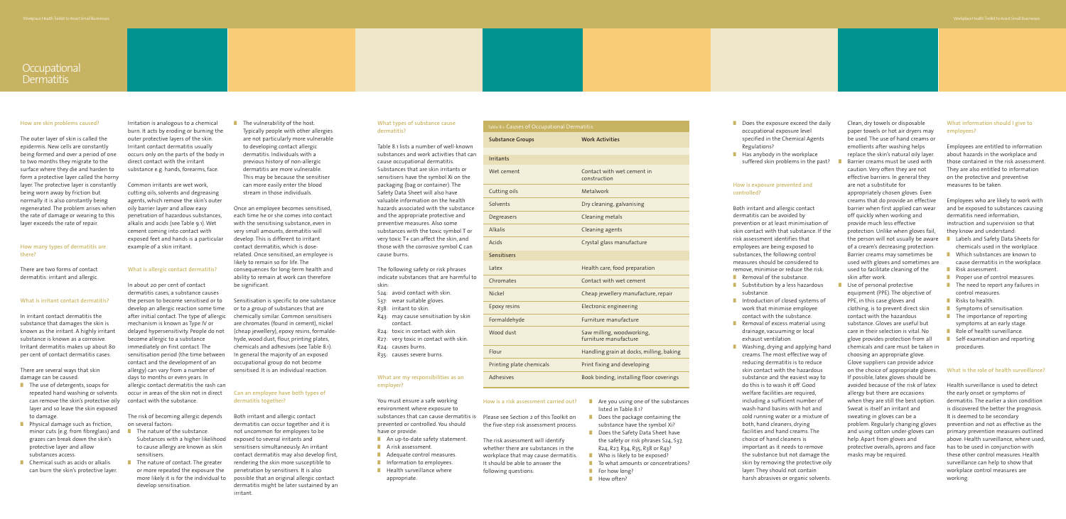# Occupational Dermatitis

### How are skin problems caused?

The outer layer of skin is called the epidermis. New cells are constantly being formed and over a period of one to two months they migrate to the surface where they die and harden to form a protective layer called the horny layer. The protective layer is constantly being worn away by friction but normally it is also constantly being regenerated. The problem arises when the rate of damage or wearing to this layer exceeds the rate of repair.

### How many types of dermatitis are there?

There are two forms of contact dermatitis: irritant and allergic.

### What is irritant contact dermatitis?

In irritant contact dermatitis the substance that damages the skin is known as the irritant. A highly irritant substance is known as a corrosive. Irritant dermatitis makes up about 80 per cent of contact dermatitis cases.

There are several ways that skin damage can be caused:

- The use of detergents, soaps for repeated hand washing or solvents can remove the skin's protective oily layer and so leave the skin exposed to damage.
- Physical damage such as friction, minor cuts (e.g. from fibreglass) and grazes can break down the skin's protective layer and allow substances access.
- Chemical such as acids or alkalis can burn the skin's protective layer.

Irritation is analogous to a chemical burn. It acts by eroding or burning the outer protective layers of the skin. Irritant contact dermatitis usually occurs only on the parts of the body in direct contact with the irritant substance e.g. hands, forearms, face.

Common irritants are wet work, cutting oils, solvents and degreasing agents, which remove the skin's outer oily barrier layer and allow easy penetration of hazardous substances, alkalis and acids (see Table 9.1). Wet cement coming into contact with exposed feet and hands is a particular example of a skin irritant.

### What is allergic contact dermatitis?

In about 20 per cent of contact dermatitis cases, a substance causes the person to become sensitised or to develop an allergic reaction some time after initial contact. The type of allergic mechanism is known as Type IV or delayed hypersensitivity. People do not become allergic to a substance immediately on first contact. The sensitisation period (the time between contact and the development of an allergy) can vary from a number of days to months or even years. In allergic contact dermatitis the rash can occur in areas of the skin not in direct contact with the substance.

The risk of becoming allergic depends on several factors:

- The nature of the substance. Substances with a higher likelihood to cause allergy are known as skin sensitisers.
- The nature of contact. The greater or more repeated the exposure the more likely it is for the individual to develop sensitisation.
- The vulnerability of the host. Typically people with other allergies are not particularly more vulnerable to developing contact allergic dermatitis. Individuals with a previous history of non-allergic dermatitis are more vulnerable. This may be because the sensitiser can more easily enter the blood stream in those individuals.

Once an employee becomes sensitised, each time he or she comes into contact with the sensitising substance, even in very small amounts, dermatitis will develop. This is different to irritant contact dermatitis, which is dose-related. Once sensitised, an employee is likely to remain so for life. The consequences for long-term health and ability to remain at work can therefore be significant.

Sensitisation is specific to one substance or to a group of substances that are chemically similar. Common sensitisers are chromates (found in cement), nickel (cheap jewellery), epoxy resins, formaldehyde, wood dust, flour, printing plates, chemicals and adhesives (see Table 8.1). In general the majority of an exposed occupational group do not become sensitised. It is an individual reaction.

### Can an employee have both types of dermatitis together?

Both irritant and allergic contact dermatitis can occur together and it is not uncommon for employees to be exposed to several irritants and sensitisers simultaneously. An irritant contact dermatitis may also develop first, rendering the skin more susceptible to penetration by sensitisers. It is also possible that an original allergic contact dermatitis might be later sustained by an irritant.

### What types of substance cause dermatitis?

Table 8.1 lists a number of well-known substances and work activities that can cause occupational dermatitis. Substances that are skin irritants or sensitisers have the symbol Xi on the packaging (bag or container). The Safety Data Sheet will also have valuable information on the health hazards associated with the substance and the appropriate protective and preventive measures. Also some substances with the toxic symbol T or very toxic T+ can affect the skin, and those with the corrosive symbol C can cause burns.

The following safety or risk phrases indicate substances that are harmful to skin:

- S24: avoid contact with skin.
- S37: wear suitable gloves.
- R38: irritant to skin.
- R43: may cause sensitisation by skin contact.
- R24: toxic in contact with skin.
- R27: very toxic in contact with skin.
- R34: causes burns.
- R35: causes severe burns.

### What are my responsibilities as an employer?

You must ensure a safe working environment where exposure to substances that can cause dermatitis is prevented or controlled. You should have or provide:

- An up-to-date safety statement.
- A risk assessment.
- Adequate control measures.
- Information to employees.
- Health surveillance where appropriate.

Table 8.1 Causes of Occupational Dermatitis

| Substance Groups | Work Activities |
|---|---|
| **Irritants** | |
| Wet cement | Contact with wet cement in construction |
| Cutting oils | Metalwork |
| Solvents | Dry cleaning, galvanising |
| Degreasers | Cleaning metals |
| Alkalis | Cleaning agents |
| Acids | Crystal glass manufacture |
| **Sensitisers** | |
| Latex | Health care, food preparation |
| Chromates | Contact with wet cement |
| Nickel | Cheap jewellery manufacture, repair |
| Epoxy resins | Electronic engineering |
| Formaldehyde | Furniture manufacture |
| Wood dust | Saw milling, woodworking, furniture manufacture |
| Flour | Handling grain at docks, milling, baking |
| Printing plate chemicals | Print fixing and developing |
| Adhesives | Book binding, installing floor coverings |

### How is a risk assessment carried out?

Please see Section 2 of this Toolkit on the five-step risk assessment process.

The risk assessment will identify whether there are substances in the workplace that may cause dermatitis. It should be able to answer the following questions:

- Are you using one of the substances listed in Table 8.1?
- Does the package containing the substance have the symbol Xi?
- Does the Safety Data Sheet have the safety or risk phrases S24, S37, R24, R27, R34, R35, R38 or R43?
- Who is likely to be exposed?
- To what amounts or concentrations?
- For how long?
- How often?
- Does the exposure exceed the daily occupational exposure level specified in the Chemical Agents Regulations?
- Has anybody in the workplace suffered skin problems in the past?

### How is exposure prevented and controlled?

Both irritant and allergic contact dermatitis can be avoided by prevention or at least minimisation of skin contact with that substance. If the risk assessment identifies that employees are being exposed to substances, the following control measures should be considered to remove, minimise or reduce the risk:

- Removal of the substance.
- Substitution by a less hazardous substance.
- Introduction of closed systems of work that minimise employee contact with the substance.
- Removal of excess material using drainage, vacuuming or local exhaust ventilation.
- Washing, drying and applying hand creams. The most effective way of reducing dermatitis is to reduce skin contact with the hazardous substance and the easiest way to do this is to wash it off. Good welfare facilities are required, including a sufficient number of wash-hand basins with hot and cold running water or a mixture of both, hand cleaners, drying facilities and hand creams. The choice of hand cleaners is important as it needs to remove the substance but not damage the skin by removing the protective oily layer. They should not contain harsh abrasives or organic solvents. Clean, dry towels or disposable paper towels or hot air dryers may be used. The use of hand creams or emollients after washing helps replace the skin's natural oily layer.
- Barrier creams must be used with caution. Very often they are not effective barriers. In general they are not a substitute for appropriately chosen gloves. Even creams that do provide an effective barrier when first applied can wear off quickly when working and provide much less effective protection. Unlike when gloves fail, the person will not usually be aware of a cream's decreasing protection. Barrier creams may sometimes be used with gloves and sometimes are used to facilitate cleaning of the skin after work.
- Use of personal protective equipment (PPE). The objective of PPE, in this case gloves and clothing, is to prevent direct skin contact with the hazardous substance. Gloves are useful but care in their selection is vital. No glove provides protection from all chemicals and care must be taken in choosing an appropriate glove. Glove suppliers can provide advice on the choice of appropriate gloves. If possible, latex gloves should be avoided because of the risk of latex allergy but there are occasions when they are still the best option. Sweat is itself an irritant and sweating in gloves can be a problem. Regularly changing gloves and using cotton under-gloves can help. Apart from gloves and protective overalls, aprons and face masks may be required.

### What information should I give to employees?

Employees are entitled to information about hazards in the workplace and those contained in the risk assessment. They are also entitled to information on the protective and preventive measures to be taken.

Employees who are likely to work with and be exposed to substances causing dermatitis need information, instruction and supervision so that they know and understand:

- Labels and Safety Data Sheets for chemicals used in the workplace.
- Which substances are known to cause dermatitis in the workplace.
- Risk assessment.
- Proper use of control measures.
- The need to report any failures in control measures.
- Risks to health.
- Symptoms of sensitisation.
- The importance of reporting symptoms at an early stage.
- Role of health surveillance.
- Self-examination and reporting procedures.

### What is the role of health surveillance?

Health surveillance is used to detect the early onset or symptoms of dermatitis. The earlier a skin condition is discovered the better the prognosis. It is deemed to be secondary prevention and not as effective as the primary prevention measures outlined above. Health surveillance, where used, has to be used in conjunction with these other control measures. Health surveillance can help to show that workplace control measures are working.